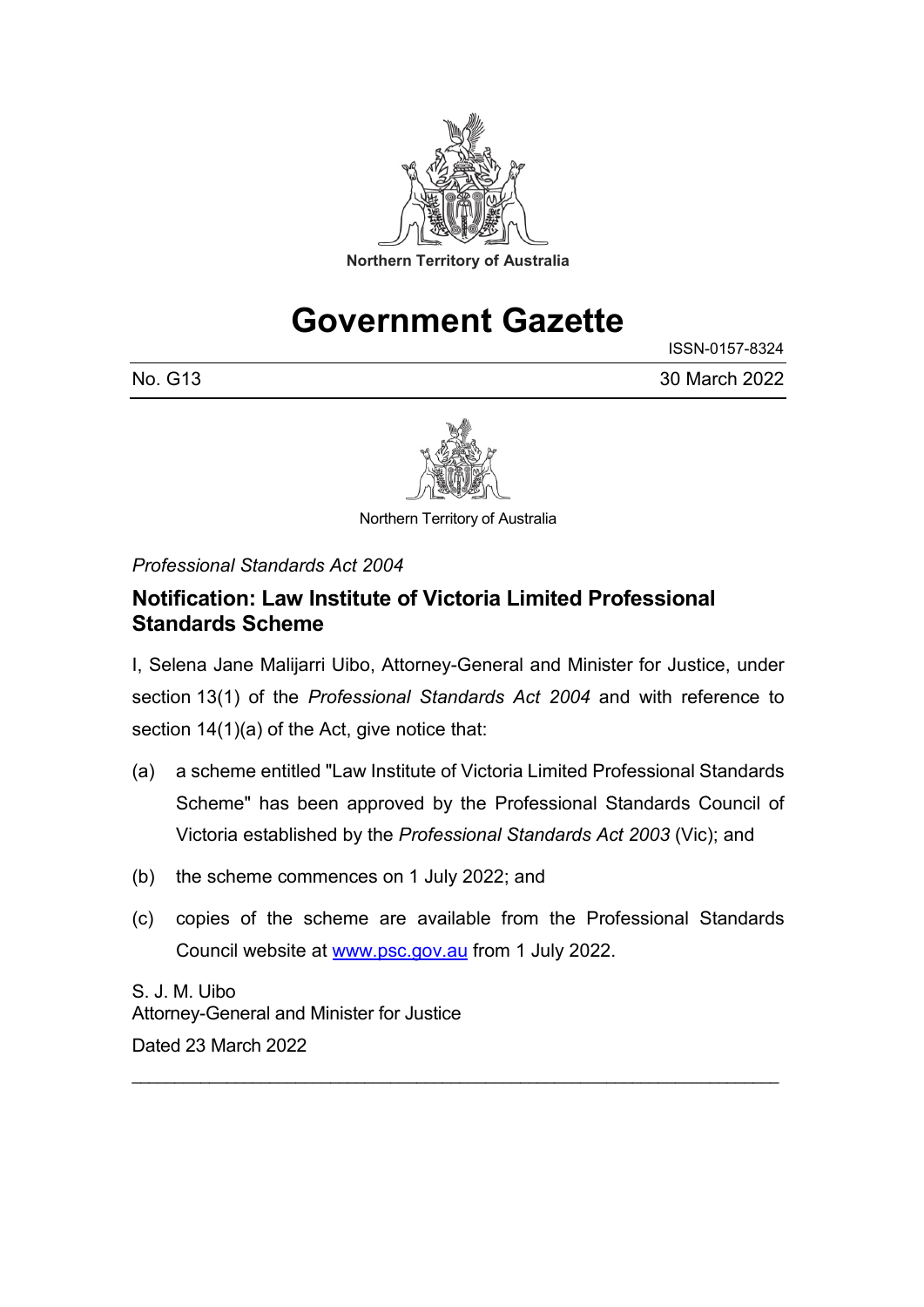Northern Territory of Australia

# Government Gazette

ISSN-0157-8324

No. G13 30 March 2022

Northern Territory of Australia

*Professional Standards Act 2004*

## Notification: Law Institute of Victoria Limited Professional Standards Scheme

I, Selena Jane Malijarri Uibo, Attorney-General and Minister for Justice, under section 13(1) of the *Professional Standards Act 2004* and with reference to section 14(1)(a) of the Act, give notice that:

(a) a scheme entitled "Law Institute of Victoria Limited Professional Standards Scheme" has been approved by the Professional Standards Council of Victoria established by the *Professional Standards Act 2003* (Vic); and

(b) the scheme commences on 1 July 2022; and

(c) copies of the scheme are available from the Professional Standards Council website at www.psc.gov.au from 1 July 2022.

S. J. M. Uibo
Attorney-General and Minister for Justice
Dated 23 March 2022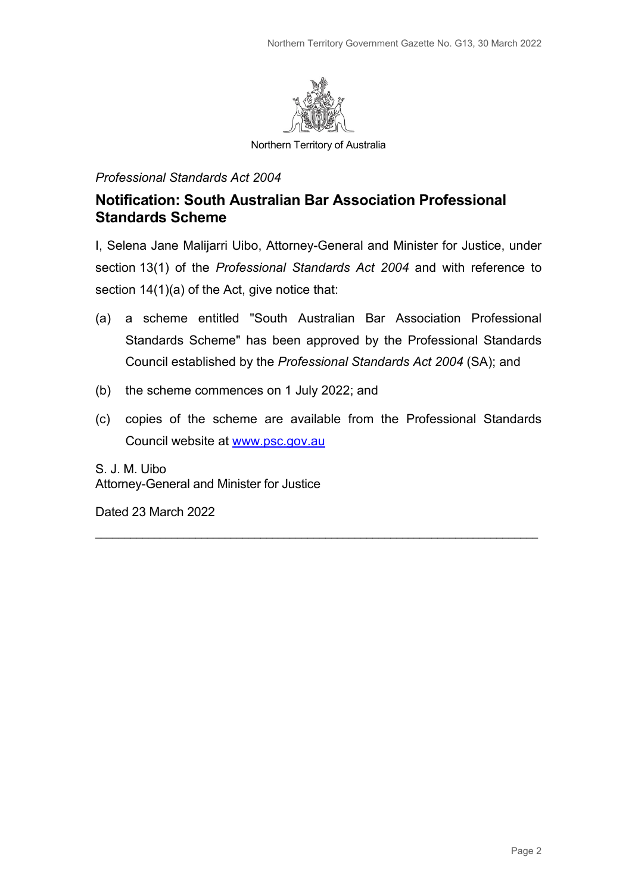Northern Territory of Australia

*Professional Standards Act 2004*

## Notification: South Australian Bar Association Professional Standards Scheme

I, Selena Jane Malijarri Uibo, Attorney-General and Minister for Justice, under section 13(1) of the *Professional Standards Act 2004* and with reference to section 14(1)(a) of the Act, give notice that:

(a) a scheme entitled "South Australian Bar Association Professional Standards Scheme" has been approved by the Professional Standards Council established by the *Professional Standards Act 2004* (SA); and

(b) the scheme commences on 1 July 2022; and

(c) copies of the scheme are available from the Professional Standards Council website at [www.psc.gov.au](http://www.psc.gov.au)

S. J. M. Uibo
Attorney-General and Minister for Justice

Dated 23 March 2022

---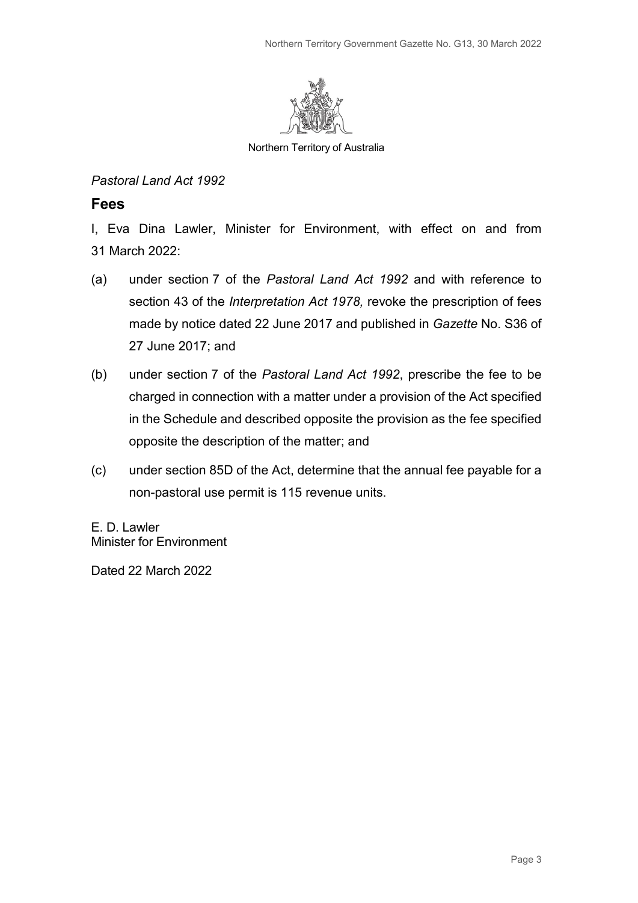Northern Territory of Australia

*Pastoral Land Act 1992*

## Fees

I, Eva Dina Lawler, Minister for Environment, with effect on and from 31 March 2022:

(a) under section 7 of the *Pastoral Land Act 1992* and with reference to section 43 of the *Interpretation Act 1978,* revoke the prescription of fees made by notice dated 22 June 2017 and published in *Gazette* No. S36 of 27 June 2017; and

(b) under section 7 of the *Pastoral Land Act 1992*, prescribe the fee to be charged in connection with a matter under a provision of the Act specified in the Schedule and described opposite the provision as the fee specified opposite the description of the matter; and

(c) under section 85D of the Act, determine that the annual fee payable for a non-pastoral use permit is 115 revenue units.

E. D. Lawler
Minister for Environment

Dated 22 March 2022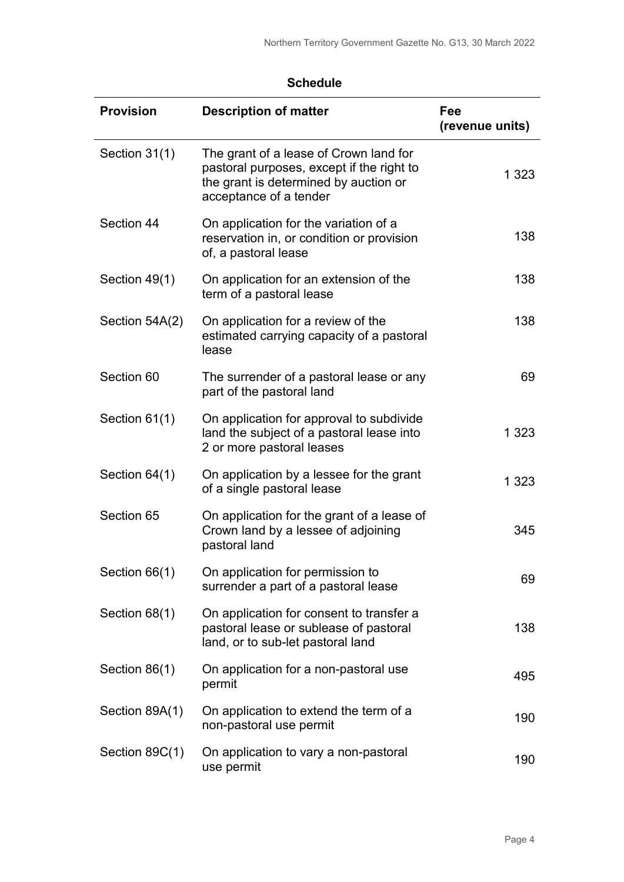## Schedule

| Provision | Description of matter | Fee (revenue units) |
|---|---|---|
| Section 31(1) | The grant of a lease of Crown land for pastoral purposes, except if the right to the grant is determined by auction or acceptance of a tender | 1 323 |
| Section 44 | On application for the variation of a reservation in, or condition or provision of, a pastoral lease | 138 |
| Section 49(1) | On application for an extension of the term of a pastoral lease | 138 |
| Section 54A(2) | On application for a review of the estimated carrying capacity of a pastoral lease | 138 |
| Section 60 | The surrender of a pastoral lease or any part of the pastoral land | 69 |
| Section 61(1) | On application for approval to subdivide land the subject of a pastoral lease into 2 or more pastoral leases | 1 323 |
| Section 64(1) | On application by a lessee for the grant of a single pastoral lease | 1 323 |
| Section 65 | On application for the grant of a lease of Crown land by a lessee of adjoining pastoral land | 345 |
| Section 66(1) | On application for permission to surrender a part of a pastoral lease | 69 |
| Section 68(1) | On application for consent to transfer a pastoral lease or sublease of pastoral land, or to sub-let pastoral land | 138 |
| Section 86(1) | On application for a non-pastoral use permit | 495 |
| Section 89A(1) | On application to extend the term of a non-pastoral use permit | 190 |
| Section 89C(1) | On application to vary a non-pastoral use permit | 190 |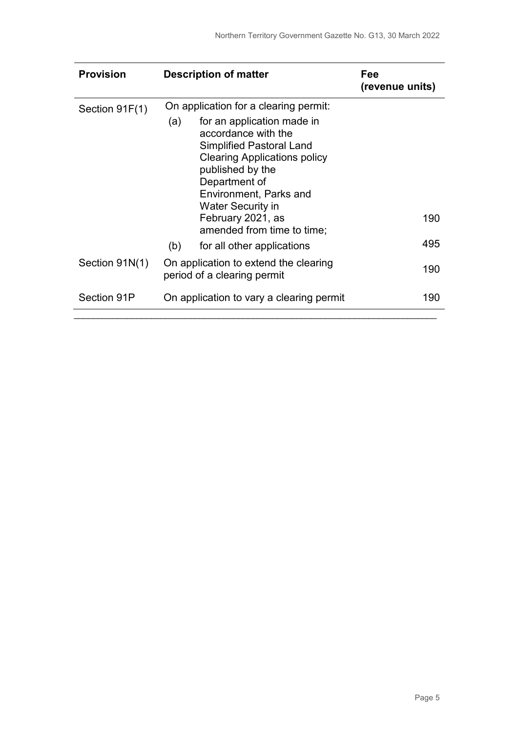| Provision | Description of matter | Fee (revenue units) |
|---|---|---|
| Section 91F(1) | On application for a clearing permit: | |
| | (a) for an application made in accordance with the Simplified Pastoral Land Clearing Applications policy published by the Department of Environment, Parks and Water Security in February 2021, as amended from time to time; | 190 |
| | (b) for all other applications | 495 |
| Section 91N(1) | On application to extend the clearing period of a clearing permit | 190 |
| Section 91P | On application to vary a clearing permit | 190 |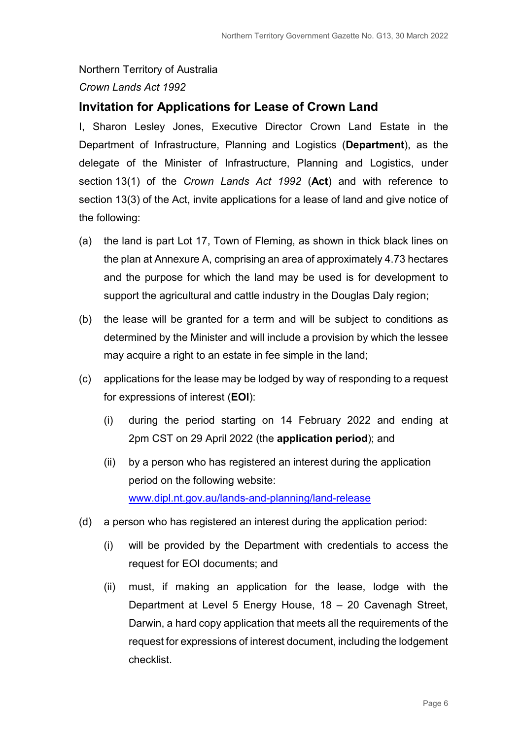Northern Territory of Australia

*Crown Lands Act 1992*

## Invitation for Applications for Lease of Crown Land

I, Sharon Lesley Jones, Executive Director Crown Land Estate in the Department of Infrastructure, Planning and Logistics (**Department**), as the delegate of the Minister of Infrastructure, Planning and Logistics, under section 13(1) of the *Crown Lands Act 1992* (**Act**) and with reference to section 13(3) of the Act, invite applications for a lease of land and give notice of the following:

(a) the land is part Lot 17, Town of Fleming, as shown in thick black lines on the plan at Annexure A, comprising an area of approximately 4.73 hectares and the purpose for which the land may be used is for development to support the agricultural and cattle industry in the Douglas Daly region;

(b) the lease will be granted for a term and will be subject to conditions as determined by the Minister and will include a provision by which the lessee may acquire a right to an estate in fee simple in the land;

(c) applications for the lease may be lodged by way of responding to a request for expressions of interest (**EOI**):

  (i) during the period starting on 14 February 2022 and ending at 2pm CST on 29 April 2022 (the **application period**); and

  (ii) by a person who has registered an interest during the application period on the following website: www.dipl.nt.gov.au/lands-and-planning/land-release

(d) a person who has registered an interest during the application period:

  (i) will be provided by the Department with credentials to access the request for EOI documents; and

  (ii) must, if making an application for the lease, lodge with the Department at Level 5 Energy House, 18 – 20 Cavenagh Street, Darwin, a hard copy application that meets all the requirements of the request for expressions of interest document, including the lodgement checklist.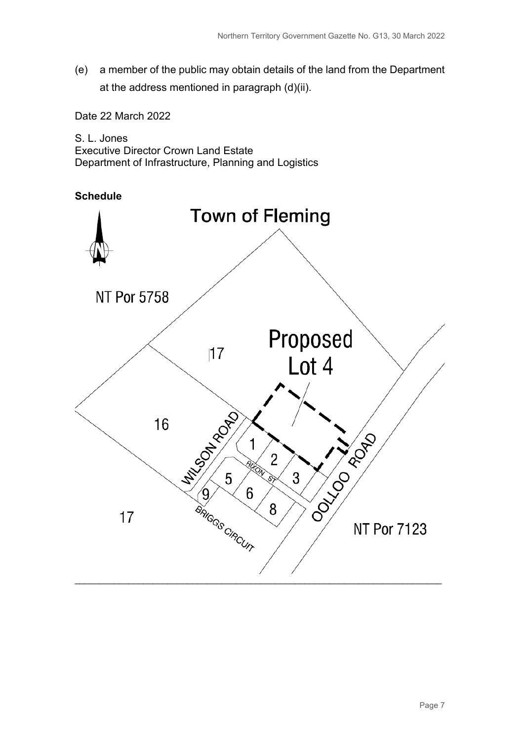(e) a member of the public may obtain details of the land from the Department at the address mentioned in paragraph (d)(ii).

Date 22 March 2022

S. L. Jones
Executive Director Crown Land Estate
Department of Infrastructure, Planning and Logistics

**Schedule**

Town of Fleming

NT Por 5758

Proposed Lot 4

17

16

WILSON ROAD

OOLLOO ROAD

RIXON ST

BRIGGS CIRCUIT

1 2 3 5 6 8 9

17

NT Por 7123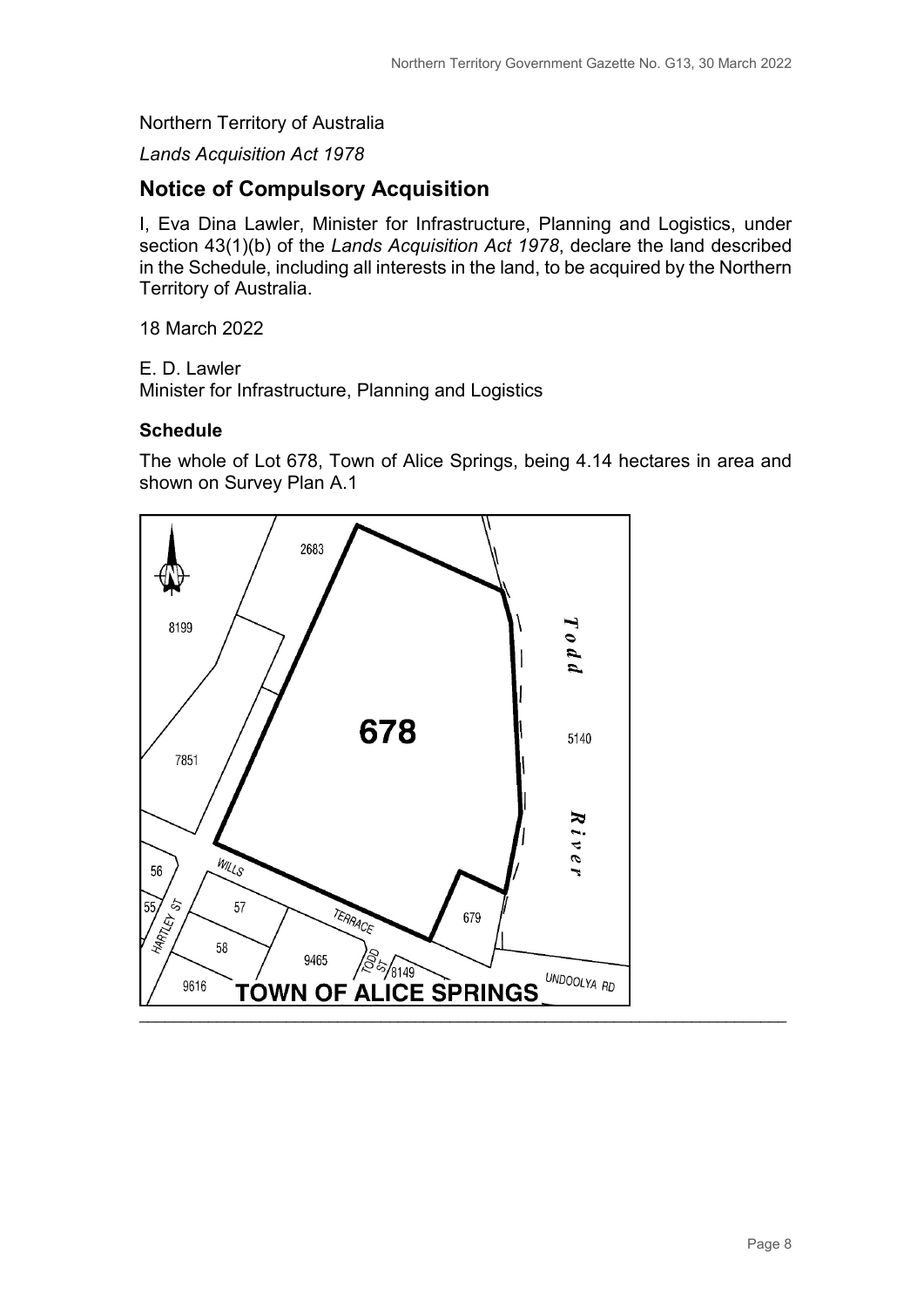Northern Territory of Australia

*Lands Acquisition Act 1978*

## Notice of Compulsory Acquisition

I, Eva Dina Lawler, Minister for Infrastructure, Planning and Logistics, under section 43(1)(b) of the *Lands Acquisition Act 1978*, declare the land described in the Schedule, including all interests in the land, to be acquired by the Northern Territory of Australia.

18 March 2022

E. D. Lawler
Minister for Infrastructure, Planning and Logistics

### Schedule

The whole of Lot 678, Town of Alice Springs, being 4.14 hectares in area and shown on Survey Plan A.1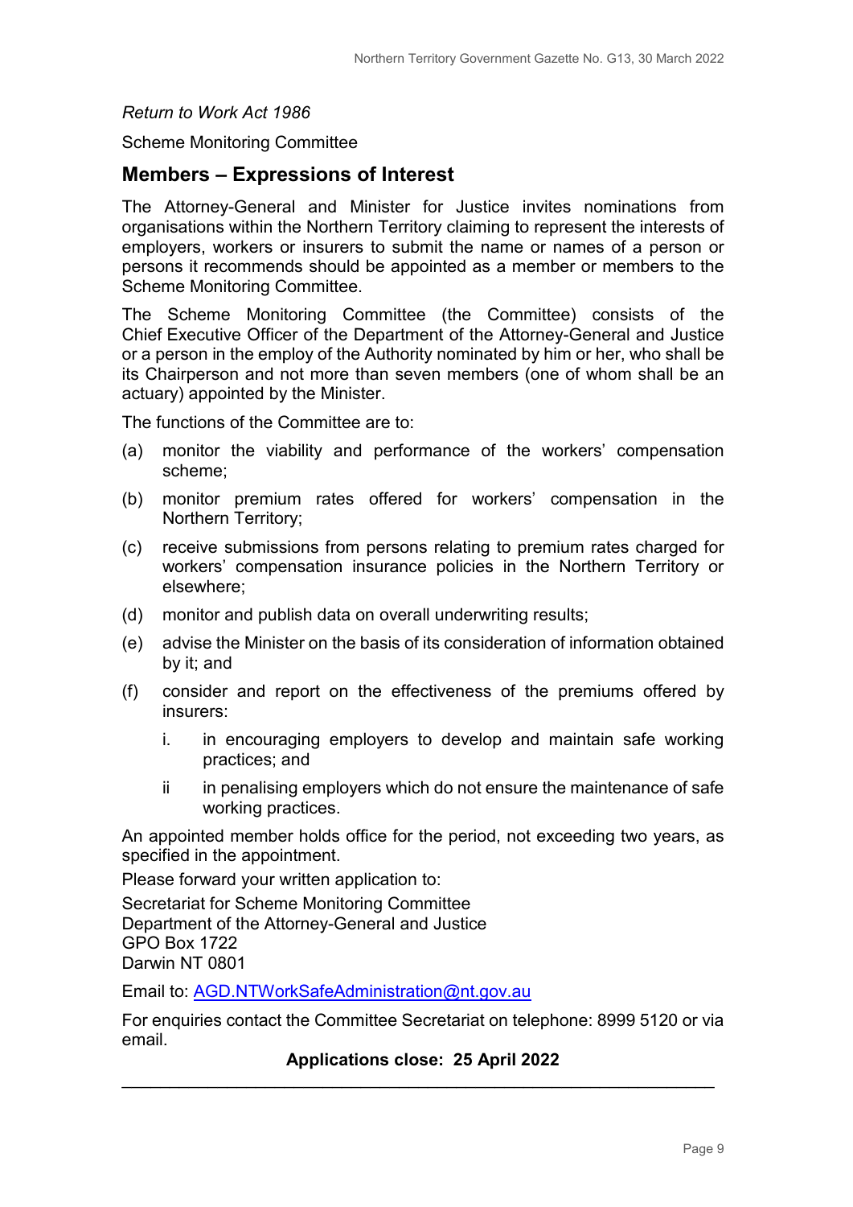*Return to Work Act 1986*

Scheme Monitoring Committee

## Members – Expressions of Interest

The Attorney-General and Minister for Justice invites nominations from organisations within the Northern Territory claiming to represent the interests of employers, workers or insurers to submit the name or names of a person or persons it recommends should be appointed as a member or members to the Scheme Monitoring Committee.

The Scheme Monitoring Committee (the Committee) consists of the Chief Executive Officer of the Department of the Attorney-General and Justice or a person in the employ of the Authority nominated by him or her, who shall be its Chairperson and not more than seven members (one of whom shall be an actuary) appointed by the Minister.

The functions of the Committee are to:

(a) monitor the viability and performance of the workers' compensation scheme;

(b) monitor premium rates offered for workers' compensation in the Northern Territory;

(c) receive submissions from persons relating to premium rates charged for workers' compensation insurance policies in the Northern Territory or elsewhere;

(d) monitor and publish data on overall underwriting results;

(e) advise the Minister on the basis of its consideration of information obtained by it; and

(f) consider and report on the effectiveness of the premiums offered by insurers:

  i. in encouraging employers to develop and maintain safe working practices; and

  ii in penalising employers which do not ensure the maintenance of safe working practices.

An appointed member holds office for the period, not exceeding two years, as specified in the appointment.

Please forward your written application to:

Secretariat for Scheme Monitoring Committee
Department of the Attorney-General and Justice
GPO Box 1722
Darwin NT 0801

Email to: AGD.NTWorkSafeAdministration@nt.gov.au

For enquiries contact the Committee Secretariat on telephone: 8999 5120 or via email.

**Applications close: 25 April 2022**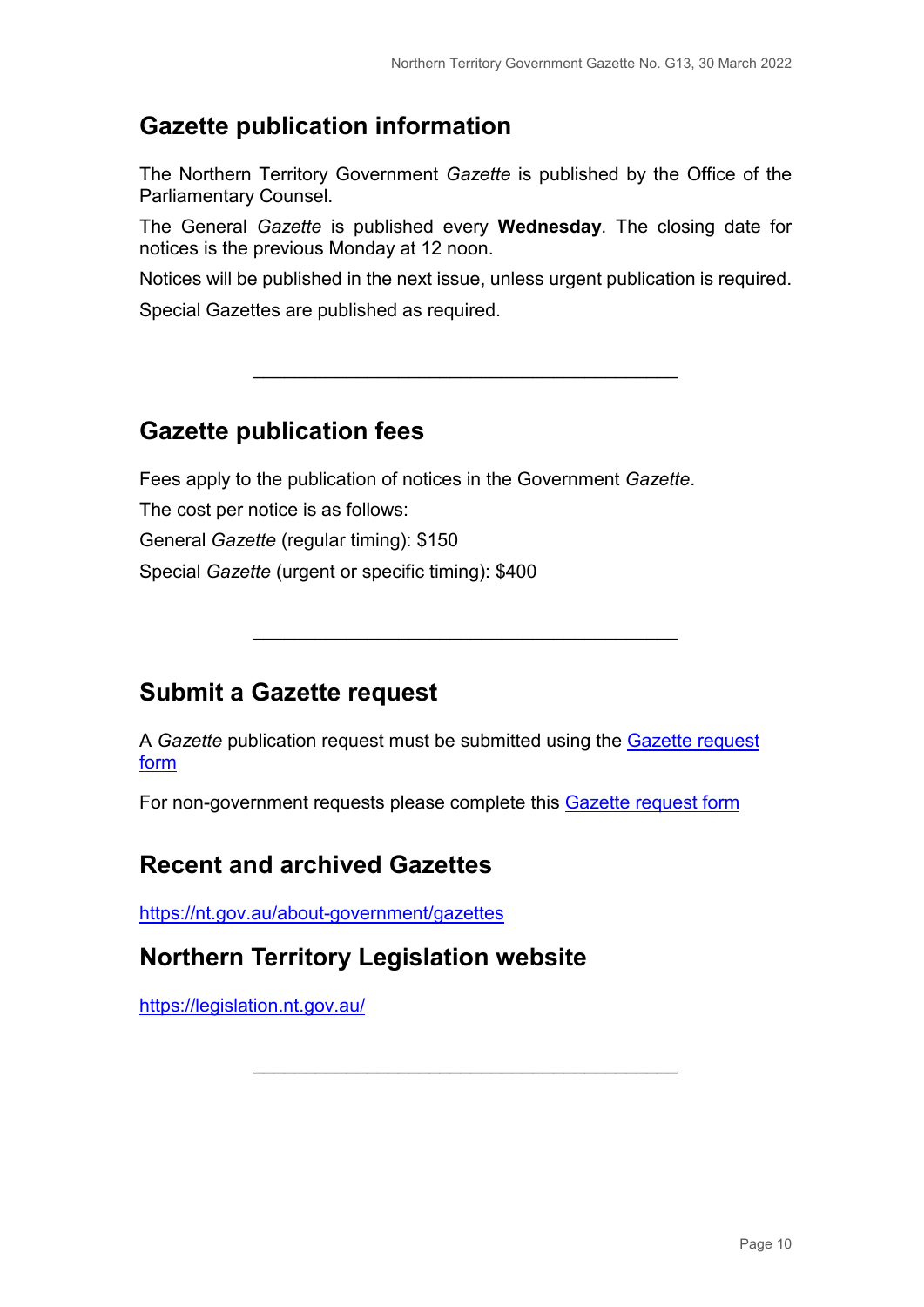## Gazette publication information

The Northern Territory Government *Gazette* is published by the Office of the Parliamentary Counsel.

The General *Gazette* is published every **Wednesday**. The closing date for notices is the previous Monday at 12 noon.

Notices will be published in the next issue, unless urgent publication is required.

Special Gazettes are published as required.

---

## Gazette publication fees

Fees apply to the publication of notices in the Government *Gazette*.

The cost per notice is as follows:

General *Gazette* (regular timing): $150

Special *Gazette* (urgent or specific timing): $400

---

## Submit a Gazette request

A *Gazette* publication request must be submitted using the Gazette request form

For non-government requests please complete this Gazette request form

## Recent and archived Gazettes

https://nt.gov.au/about-government/gazettes

## Northern Territory Legislation website

https://legislation.nt.gov.au/

---